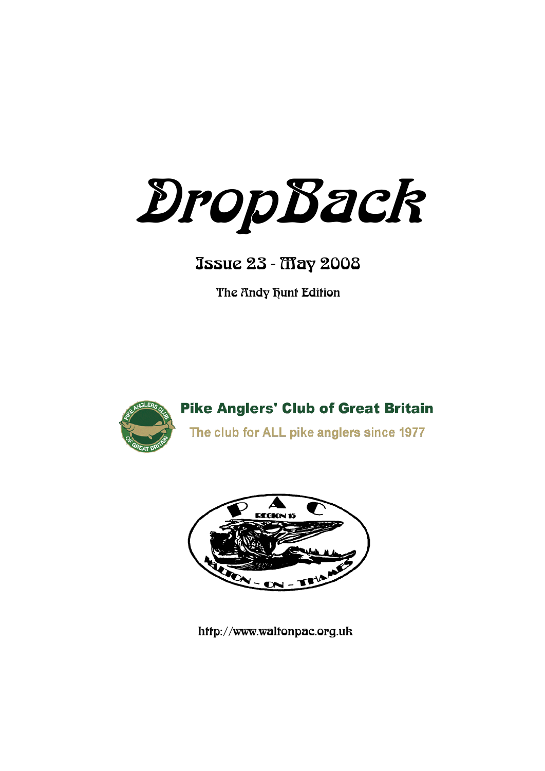# DropBack

## Issue 23 - May 2008

The Andy Hunt Edition

**Pike Anglers' Club of Great Britain**

The club for ALL pike anglers since 1977

P A C

REGION 15

WALTON - ON - THAMES

http://www.waltonpac.org.uk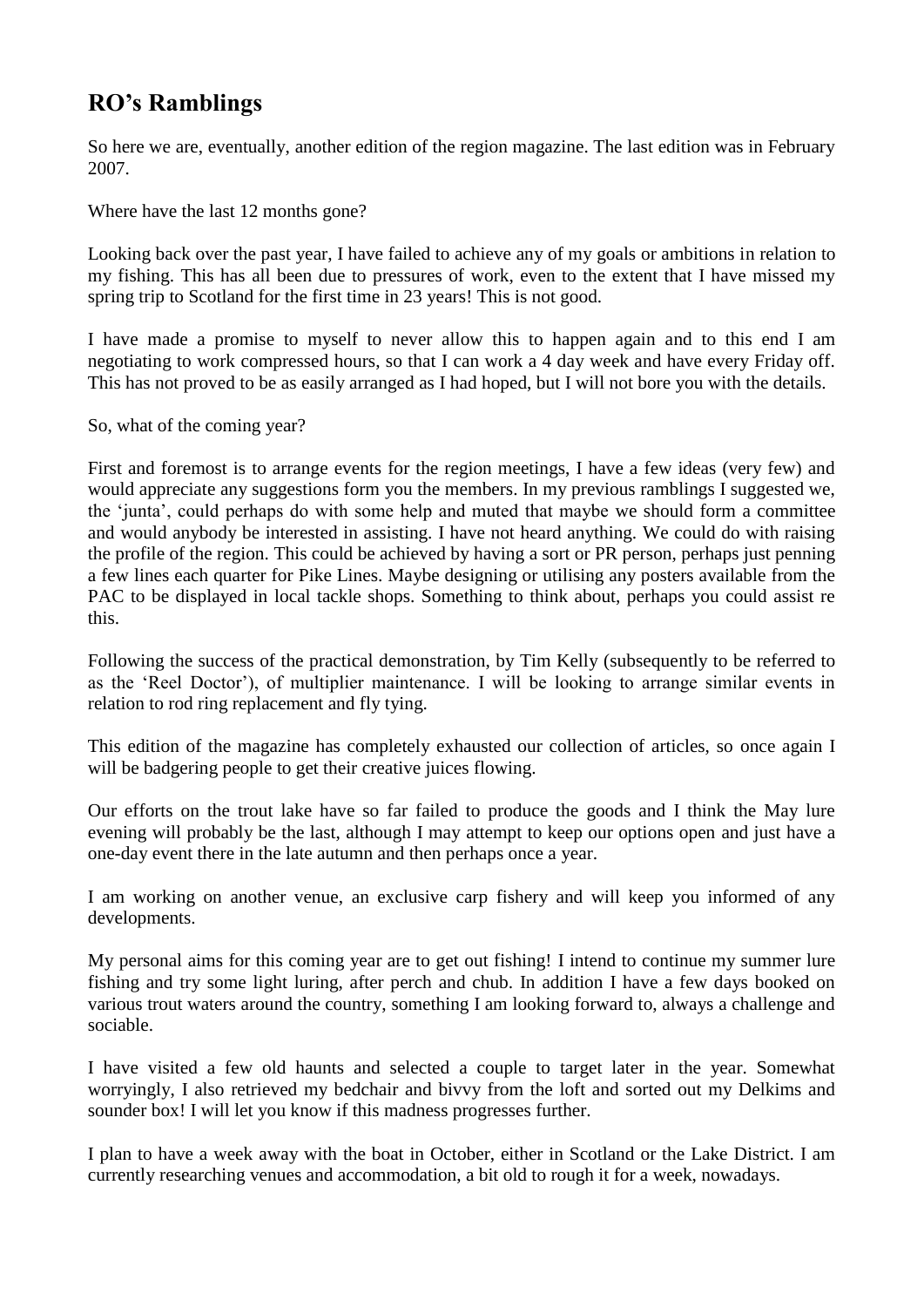## RO's Ramblings

So here we are, eventually, another edition of the region magazine. The last edition was in February 2007.

Where have the last 12 months gone?

Looking back over the past year, I have failed to achieve any of my goals or ambitions in relation to my fishing. This has all been due to pressures of work, even to the extent that I have missed my spring trip to Scotland for the first time in 23 years! This is not good.

I have made a promise to myself to never allow this to happen again and to this end I am negotiating to work compressed hours, so that I can work a 4 day week and have every Friday off. This has not proved to be as easily arranged as I had hoped, but I will not bore you with the details.

So, what of the coming year?

First and foremost is to arrange events for the region meetings, I have a few ideas (very few) and would appreciate any suggestions form you the members. In my previous ramblings I suggested we, the 'junta', could perhaps do with some help and muted that maybe we should form a committee and would anybody be interested in assisting. I have not heard anything. We could do with raising the profile of the region. This could be achieved by having a sort or PR person, perhaps just penning a few lines each quarter for Pike Lines. Maybe designing or utilising any posters available from the PAC to be displayed in local tackle shops. Something to think about, perhaps you could assist re this.

Following the success of the practical demonstration, by Tim Kelly (subsequently to be referred to as the 'Reel Doctor'), of multiplier maintenance. I will be looking to arrange similar events in relation to rod ring replacement and fly tying.

This edition of the magazine has completely exhausted our collection of articles, so once again I will be badgering people to get their creative juices flowing.

Our efforts on the trout lake have so far failed to produce the goods and I think the May lure evening will probably be the last, although I may attempt to keep our options open and just have a one-day event there in the late autumn and then perhaps once a year.

I am working on another venue, an exclusive carp fishery and will keep you informed of any developments.

My personal aims for this coming year are to get out fishing! I intend to continue my summer lure fishing and try some light luring, after perch and chub. In addition I have a few days booked on various trout waters around the country, something I am looking forward to, always a challenge and sociable.

I have visited a few old haunts and selected a couple to target later in the year. Somewhat worryingly, I also retrieved my bedchair and bivvy from the loft and sorted out my Delkims and sounder box! I will let you know if this madness progresses further.

I plan to have a week away with the boat in October, either in Scotland or the Lake District. I am currently researching venues and accommodation, a bit old to rough it for a week, nowadays.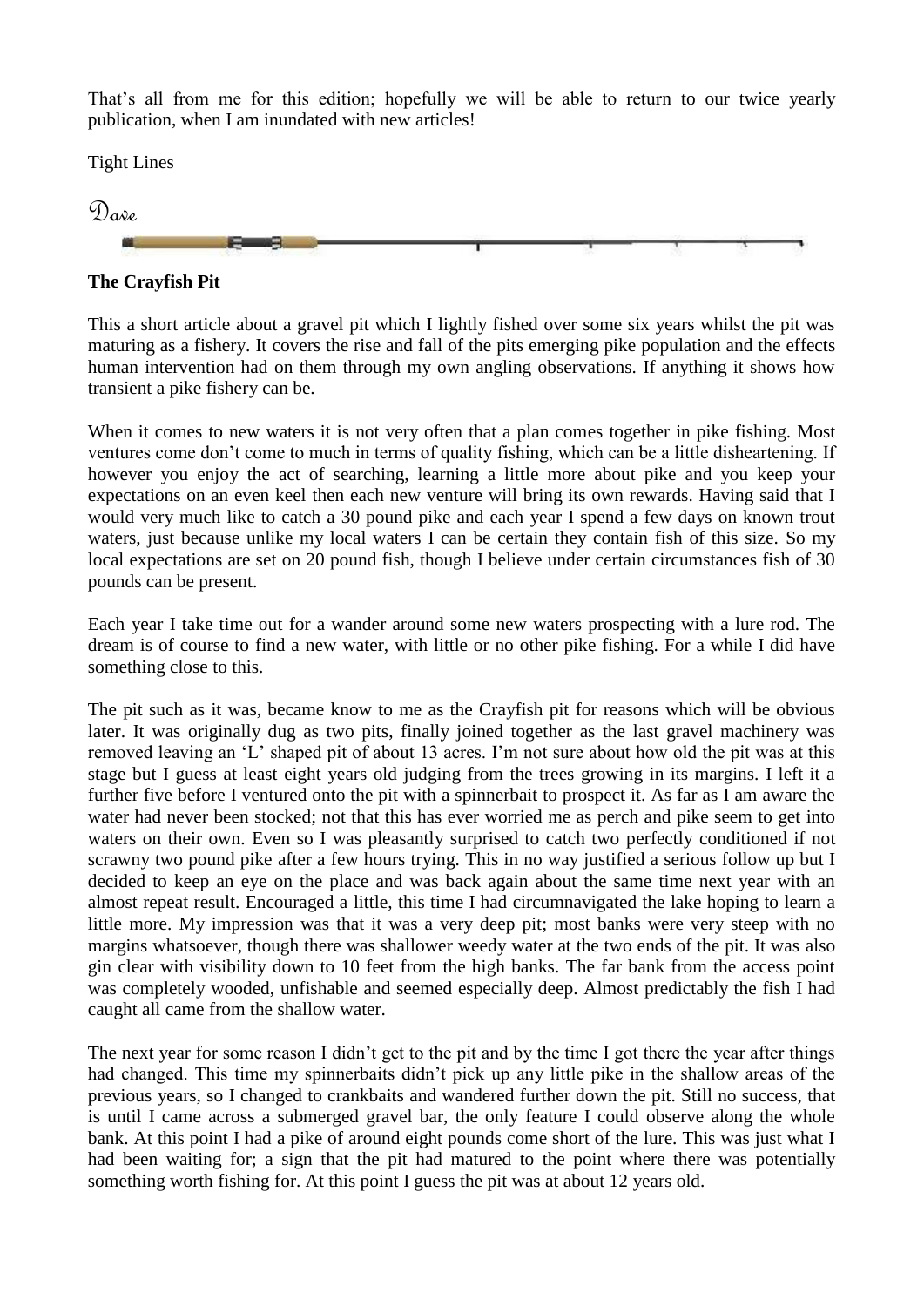That's all from me for this edition; hopefully we will be able to return to our twice yearly publication, when I am inundated with new articles!

Tight Lines

Dave

**The Crayfish Pit**

This a short article about a gravel pit which I lightly fished over some six years whilst the pit was maturing as a fishery. It covers the rise and fall of the pits emerging pike population and the effects human intervention had on them through my own angling observations. If anything it shows how transient a pike fishery can be.

When it comes to new waters it is not very often that a plan comes together in pike fishing. Most ventures come don't come to much in terms of quality fishing, which can be a little disheartening. If however you enjoy the act of searching, learning a little more about pike and you keep your expectations on an even keel then each new venture will bring its own rewards. Having said that I would very much like to catch a 30 pound pike and each year I spend a few days on known trout waters, just because unlike my local waters I can be certain they contain fish of this size. So my local expectations are set on 20 pound fish, though I believe under certain circumstances fish of 30 pounds can be present.

Each year I take time out for a wander around some new waters prospecting with a lure rod. The dream is of course to find a new water, with little or no other pike fishing. For a while I did have something close to this.

The pit such as it was, became know to me as the Crayfish pit for reasons which will be obvious later. It was originally dug as two pits, finally joined together as the last gravel machinery was removed leaving an 'L' shaped pit of about 13 acres. I'm not sure about how old the pit was at this stage but I guess at least eight years old judging from the trees growing in its margins. I left it a further five before I ventured onto the pit with a spinnerbait to prospect it. As far as I am aware the water had never been stocked; not that this has ever worried me as perch and pike seem to get into waters on their own. Even so I was pleasantly surprised to catch two perfectly conditioned if not scrawny two pound pike after a few hours trying. This in no way justified a serious follow up but I decided to keep an eye on the place and was back again about the same time next year with an almost repeat result. Encouraged a little, this time I had circumnavigated the lake hoping to learn a little more. My impression was that it was a very deep pit; most banks were very steep with no margins whatsoever, though there was shallower weedy water at the two ends of the pit. It was also gin clear with visibility down to 10 feet from the high banks. The far bank from the access point was completely wooded, unfishable and seemed especially deep. Almost predictably the fish I had caught all came from the shallow water.

The next year for some reason I didn't get to the pit and by the time I got there the year after things had changed. This time my spinnerbaits didn't pick up any little pike in the shallow areas of the previous years, so I changed to crankbaits and wandered further down the pit. Still no success, that is until I came across a submerged gravel bar, the only feature I could observe along the whole bank. At this point I had a pike of around eight pounds come short of the lure. This was just what I had been waiting for; a sign that the pit had matured to the point where there was potentially something worth fishing for. At this point I guess the pit was at about 12 years old.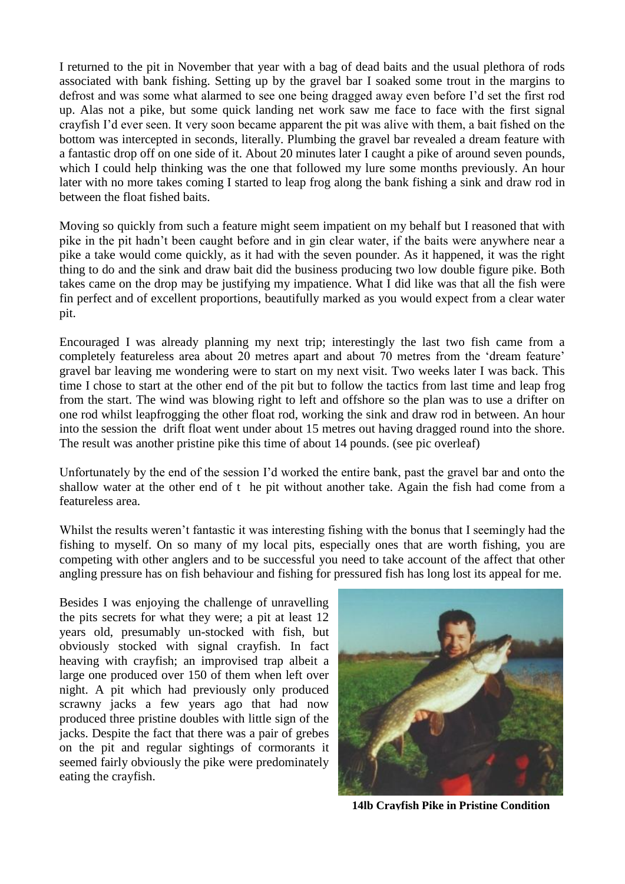I returned to the pit in November that year with a bag of dead baits and the usual plethora of rods associated with bank fishing. Setting up by the gravel bar I soaked some trout in the margins to defrost and was some what alarmed to see one being dragged away even before I'd set the first rod up. Alas not a pike, but some quick landing net work saw me face to face with the first signal crayfish I'd ever seen. It very soon became apparent the pit was alive with them, a bait fished on the bottom was intercepted in seconds, literally. Plumbing the gravel bar revealed a dream feature with a fantastic drop off on one side of it. About 20 minutes later I caught a pike of around seven pounds, which I could help thinking was the one that followed my lure some months previously. An hour later with no more takes coming I started to leap frog along the bank fishing a sink and draw rod in between the float fished baits.

Moving so quickly from such a feature might seem impatient on my behalf but I reasoned that with pike in the pit hadn't been caught before and in gin clear water, if the baits were anywhere near a pike a take would come quickly, as it had with the seven pounder. As it happened, it was the right thing to do and the sink and draw bait did the business producing two low double figure pike. Both takes came on the drop may be justifying my impatience. What I did like was that all the fish were fin perfect and of excellent proportions, beautifully marked as you would expect from a clear water pit.

Encouraged I was already planning my next trip; interestingly the last two fish came from a completely featureless area about 20 metres apart and about 70 metres from the 'dream feature' gravel bar leaving me wondering were to start on my next visit. Two weeks later I was back. This time I chose to start at the other end of the pit but to follow the tactics from last time and leap frog from the start. The wind was blowing right to left and offshore so the plan was to use a drifter on one rod whilst leapfrogging the other float rod, working the sink and draw rod in between. An hour into the session the drift float went under about 15 metres out having dragged round into the shore. The result was another pristine pike this time of about 14 pounds. (see pic overleaf)

Unfortunately by the end of the session I'd worked the entire bank, past the gravel bar and onto the shallow water at the other end of t he pit without another take. Again the fish had come from a featureless area.

Whilst the results weren't fantastic it was interesting fishing with the bonus that I seemingly had the fishing to myself. On so many of my local pits, especially ones that are worth fishing, you are competing with other anglers and to be successful you need to take account of the affect that other angling pressure has on fish behaviour and fishing for pressured fish has long lost its appeal for me.

Besides I was enjoying the challenge of unravelling the pits secrets for what they were; a pit at least 12 years old, presumably un-stocked with fish, but obviously stocked with signal crayfish. In fact heaving with crayfish; an improvised trap albeit a large one produced over 150 of them when left over night. A pit which had previously only produced scrawny jacks a few years ago that had now produced three pristine doubles with little sign of the jacks. Despite the fact that there was a pair of grebes on the pit and regular sightings of cormorants it seemed fairly obviously the pike were predominately eating the crayfish.

**14lb Crayfish Pike in Pristine Condition**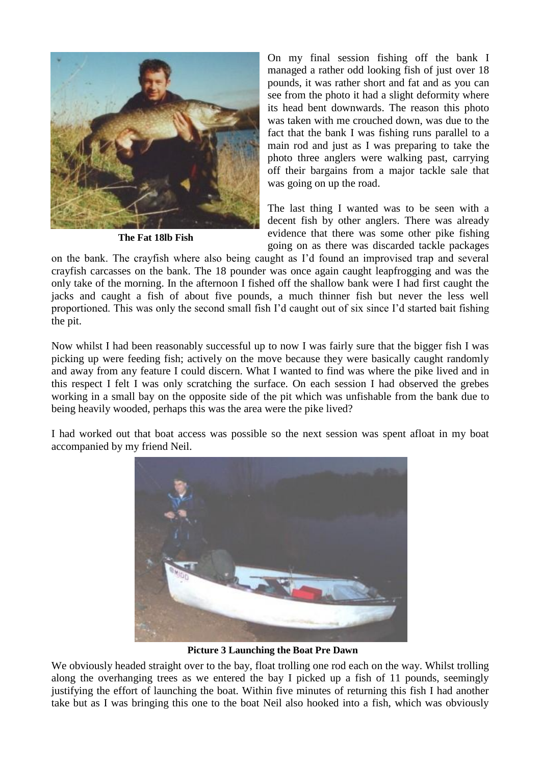On my final session fishing off the bank I managed a rather odd looking fish of just over 18 pounds, it was rather short and fat and as you can see from the photo it had a slight deformity where its head bent downwards. The reason this photo was taken with me crouched down, was due to the fact that the bank I was fishing runs parallel to a main rod and just as I was preparing to take the photo three anglers were walking past, carrying off their bargains from a major tackle sale that was going on up the road.

**The Fat 18lb Fish**

The last thing I wanted was to be seen with a decent fish by other anglers. There was already evidence that there was some other pike fishing going on as there was discarded tackle packages on the bank. The crayfish where also being caught as I'd found an improvised trap and several crayfish carcasses on the bank. The 18 pounder was once again caught leapfrogging and was the only take of the morning. In the afternoon I fished off the shallow bank were I had first caught the jacks and caught a fish of about five pounds, a much thinner fish but never the less well proportioned. This was only the second small fish I'd caught out of six since I'd started bait fishing the pit.

Now whilst I had been reasonably successful up to now I was fairly sure that the bigger fish I was picking up were feeding fish; actively on the move because they were basically caught randomly and away from any feature I could discern. What I wanted to find was where the pike lived and in this respect I felt I was only scratching the surface. On each session I had observed the grebes working in a small bay on the opposite side of the pit which was unfishable from the bank due to being heavily wooded, perhaps this was the area were the pike lived?

I had worked out that boat access was possible so the next session was spent afloat in my boat accompanied by my friend Neil.

**Picture 3 Launching the Boat Pre Dawn**

We obviously headed straight over to the bay, float trolling one rod each on the way. Whilst trolling along the overhanging trees as we entered the bay I picked up a fish of 11 pounds, seemingly justifying the effort of launching the boat. Within five minutes of returning this fish I had another take but as I was bringing this one to the boat Neil also hooked into a fish, which was obviously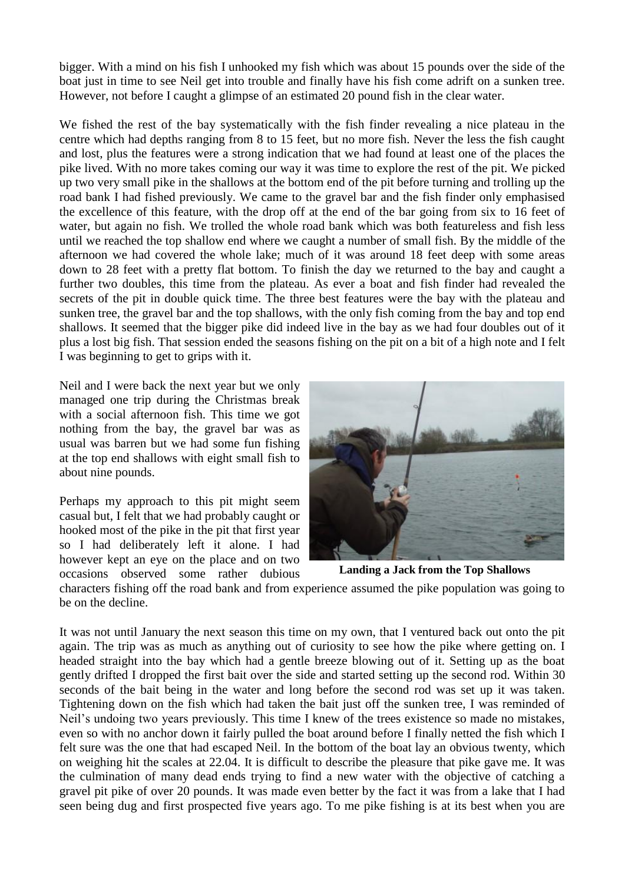bigger. With a mind on his fish I unhooked my fish which was about 15 pounds over the side of the boat just in time to see Neil get into trouble and finally have his fish come adrift on a sunken tree. However, not before I caught a glimpse of an estimated 20 pound fish in the clear water.

We fished the rest of the bay systematically with the fish finder revealing a nice plateau in the centre which had depths ranging from 8 to 15 feet, but no more fish. Never the less the fish caught and lost, plus the features were a strong indication that we had found at least one of the places the pike lived. With no more takes coming our way it was time to explore the rest of the pit. We picked up two very small pike in the shallows at the bottom end of the pit before turning and trolling up the road bank I had fished previously. We came to the gravel bar and the fish finder only emphasised the excellence of this feature, with the drop off at the end of the bar going from six to 16 feet of water, but again no fish. We trolled the whole road bank which was both featureless and fish less until we reached the top shallow end where we caught a number of small fish. By the middle of the afternoon we had covered the whole lake; much of it was around 18 feet deep with some areas down to 28 feet with a pretty flat bottom. To finish the day we returned to the bay and caught a further two doubles, this time from the plateau. As ever a boat and fish finder had revealed the secrets of the pit in double quick time. The three best features were the bay with the plateau and sunken tree, the gravel bar and the top shallows, with the only fish coming from the bay and top end shallows. It seemed that the bigger pike did indeed live in the bay as we had four doubles out of it plus a lost big fish. That session ended the seasons fishing on the pit on a bit of a high note and I felt I was beginning to get to grips with it.

Neil and I were back the next year but we only managed one trip during the Christmas break with a social afternoon fish. This time we got nothing from the bay, the gravel bar was as usual was barren but we had some fun fishing at the top end shallows with eight small fish to about nine pounds.

Perhaps my approach to this pit might seem casual but, I felt that we had probably caught or hooked most of the pike in the pit that first year so I had deliberately left it alone. I had however kept an eye on the place and on two occasions observed some rather dubious characters fishing off the road bank and from experience assumed the pike population was going to be on the decline.

**Landing a Jack from the Top Shallows**

It was not until January the next season this time on my own, that I ventured back out onto the pit again. The trip was as much as anything out of curiosity to see how the pike where getting on. I headed straight into the bay which had a gentle breeze blowing out of it. Setting up as the boat gently drifted I dropped the first bait over the side and started setting up the second rod. Within 30 seconds of the bait being in the water and long before the second rod was set up it was taken. Tightening down on the fish which had taken the bait just off the sunken tree, I was reminded of Neil's undoing two years previously. This time I knew of the trees existence so made no mistakes, even so with no anchor down it fairly pulled the boat around before I finally netted the fish which I felt sure was the one that had escaped Neil. In the bottom of the boat lay an obvious twenty, which on weighing hit the scales at 22.04. It is difficult to describe the pleasure that pike gave me. It was the culmination of many dead ends trying to find a new water with the objective of catching a gravel pit pike of over 20 pounds. It was made even better by the fact it was from a lake that I had seen being dug and first prospected five years ago. To me pike fishing is at its best when you are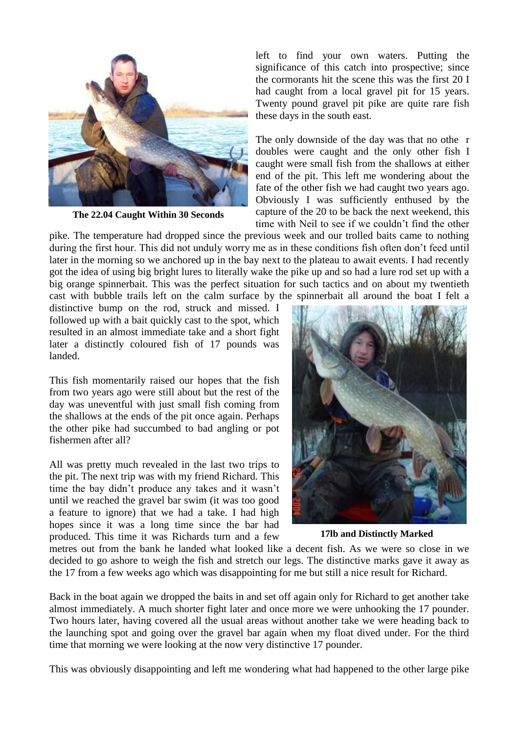The 22.04 Caught Within 30 Seconds

left to find your own waters. Putting the significance of this catch into prospective; since the cormorants hit the scene this was the first 20 I had caught from a local gravel pit for 15 years. Twenty pound gravel pit pike are quite rare fish these days in the south east.

The only downside of the day was that no othe r doubles were caught and the only other fish I caught were small fish from the shallows at either end of the pit. This left me wondering about the fate of the other fish we had caught two years ago. Obviously I was sufficiently enthused by the capture of the 20 to be back the next weekend, this time with Neil to see if we couldn't find the other pike. The temperature had dropped since the previous week and our trolled baits came to nothing during the first hour. This did not unduly worry me as in these conditions fish often don't feed until later in the morning so we anchored up in the bay next to the plateau to await events. I had recently got the idea of using big bright lures to literally wake the pike up and so had a lure rod set up with a big orange spinnerbait. This was the perfect situation for such tactics and on about my twentieth cast with bubble trails left on the calm surface by the spinnerbait all around the boat I felt a distinctive bump on the rod, struck and missed. I followed up with a bait quickly cast to the spot, which resulted in an almost immediate take and a short fight later a distinctly coloured fish of 17 pounds was landed.

This fish momentarily raised our hopes that the fish from two years ago were still about but the rest of the day was uneventful with just small fish coming from the shallows at the ends of the pit once again. Perhaps the other pike had succumbed to bad angling or pot fishermen after all?

17lb and Distinctly Marked

All was pretty much revealed in the last two trips to the pit. The next trip was with my friend Richard. This time the bay didn't produce any takes and it wasn't until we reached the gravel bar swim (it was too good a feature to ignore) that we had a take. I had high hopes since it was a long time since the bar had produced. This time it was Richards turn and a few metres out from the bank he landed what looked like a decent fish. As we were so close in we decided to go ashore to weigh the fish and stretch our legs. The distinctive marks gave it away as the 17 from a few weeks ago which was disappointing for me but still a nice result for Richard.

Back in the boat again we dropped the baits in and set off again only for Richard to get another take almost immediately. A much shorter fight later and once more we were unhooking the 17 pounder. Two hours later, having covered all the usual areas without another take we were heading back to the launching spot and going over the gravel bar again when my float dived under. For the third time that morning we were looking at the now very distinctive 17 pounder.

This was obviously disappointing and left me wondering what had happened to the other large pike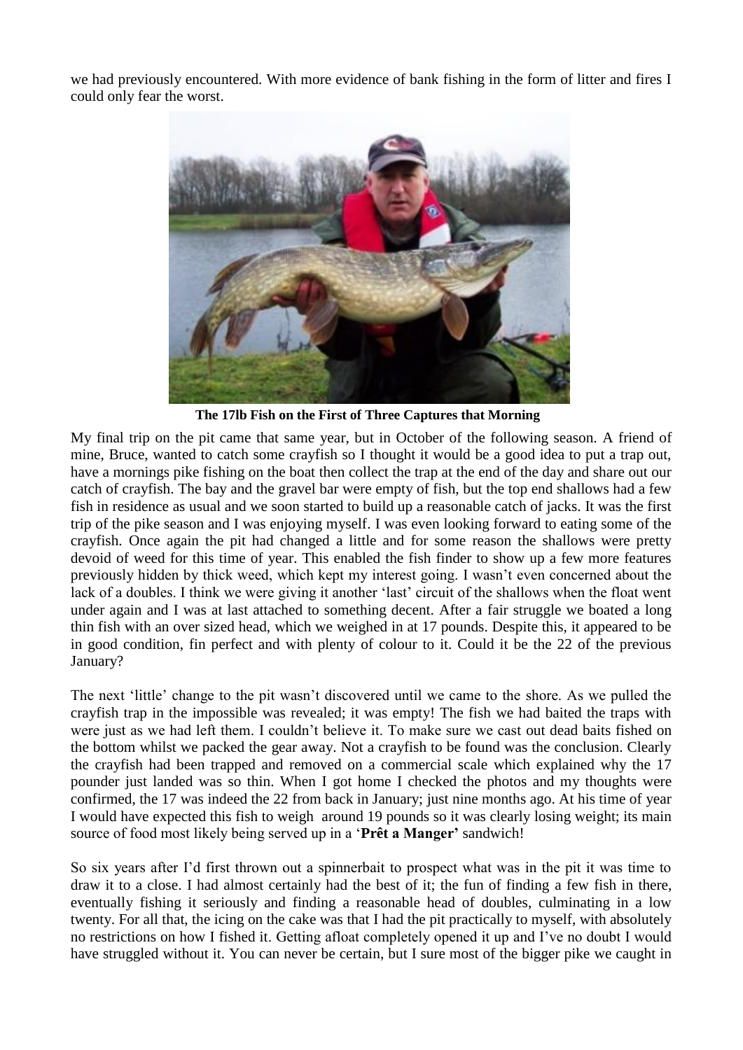we had previously encountered. With more evidence of bank fishing in the form of litter and fires I could only fear the worst.

**The 17lb Fish on the First of Three Captures that Morning**

My final trip on the pit came that same year, but in October of the following season. A friend of mine, Bruce, wanted to catch some crayfish so I thought it would be a good idea to put a trap out, have a mornings pike fishing on the boat then collect the trap at the end of the day and share out our catch of crayfish. The bay and the gravel bar were empty of fish, but the top end shallows had a few fish in residence as usual and we soon started to build up a reasonable catch of jacks. It was the first trip of the pike season and I was enjoying myself. I was even looking forward to eating some of the crayfish. Once again the pit had changed a little and for some reason the shallows were pretty devoid of weed for this time of year. This enabled the fish finder to show up a few more features previously hidden by thick weed, which kept my interest going. I wasn't even concerned about the lack of a doubles. I think we were giving it another 'last' circuit of the shallows when the float went under again and I was at last attached to something decent. After a fair struggle we boated a long thin fish with an over sized head, which we weighed in at 17 pounds. Despite this, it appeared to be in good condition, fin perfect and with plenty of colour to it. Could it be the 22 of the previous January?

The next 'little' change to the pit wasn't discovered until we came to the shore. As we pulled the crayfish trap in the impossible was revealed; it was empty! The fish we had baited the traps with were just as we had left them. I couldn't believe it. To make sure we cast out dead baits fished on the bottom whilst we packed the gear away. Not a crayfish to be found was the conclusion. Clearly the crayfish had been trapped and removed on a commercial scale which explained why the 17 pounder just landed was so thin. When I got home I checked the photos and my thoughts were confirmed, the 17 was indeed the 22 from back in January; just nine months ago. At his time of year I would have expected this fish to weigh around 19 pounds so it was clearly losing weight; its main source of food most likely being served up in a '**Prêt a Manger'** sandwich!

So six years after I'd first thrown out a spinnerbait to prospect what was in the pit it was time to draw it to a close. I had almost certainly had the best of it; the fun of finding a few fish in there, eventually fishing it seriously and finding a reasonable head of doubles, culminating in a low twenty. For all that, the icing on the cake was that I had the pit practically to myself, with absolutely no restrictions on how I fished it. Getting afloat completely opened it up and I've no doubt I would have struggled without it. You can never be certain, but I sure most of the bigger pike we caught in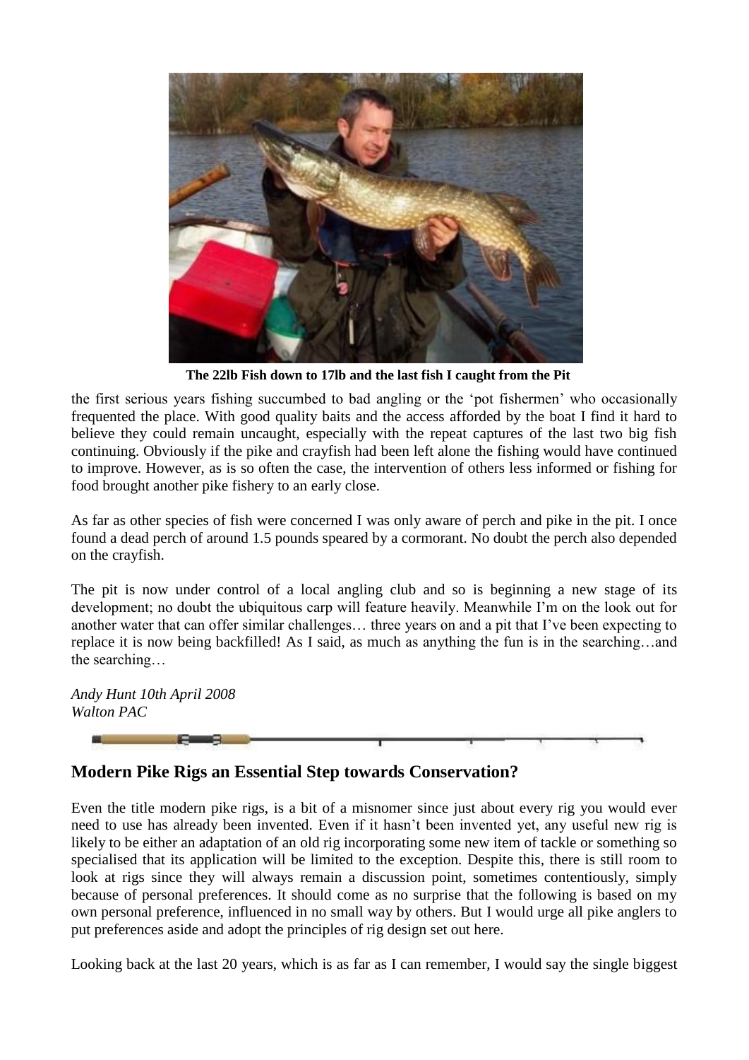**The 22lb Fish down to 17lb and the last fish I caught from the Pit**

the first serious years fishing succumbed to bad angling or the 'pot fishermen' who occasionally frequented the place. With good quality baits and the access afforded by the boat I find it hard to believe they could remain uncaught, especially with the repeat captures of the last two big fish continuing. Obviously if the pike and crayfish had been left alone the fishing would have continued to improve. However, as is so often the case, the intervention of others less informed or fishing for food brought another pike fishery to an early close.

As far as other species of fish were concerned I was only aware of perch and pike in the pit. I once found a dead perch of around 1.5 pounds speared by a cormorant. No doubt the perch also depended on the crayfish.

The pit is now under control of a local angling club and so is beginning a new stage of its development; no doubt the ubiquitous carp will feature heavily. Meanwhile I'm on the look out for another water that can offer similar challenges… three years on and a pit that I've been expecting to replace it is now being backfilled! As I said, as much as anything the fun is in the searching…and the searching…

*Andy Hunt 10th April 2008*
*Walton PAC*

## Modern Pike Rigs an Essential Step towards Conservation?

Even the title modern pike rigs, is a bit of a misnomer since just about every rig you would ever need to use has already been invented. Even if it hasn't been invented yet, any useful new rig is likely to be either an adaptation of an old rig incorporating some new item of tackle or something so specialised that its application will be limited to the exception. Despite this, there is still room to look at rigs since they will always remain a discussion point, sometimes contentiously, simply because of personal preferences. It should come as no surprise that the following is based on my own personal preference, influenced in no small way by others. But I would urge all pike anglers to put preferences aside and adopt the principles of rig design set out here.

Looking back at the last 20 years, which is as far as I can remember, I would say the single biggest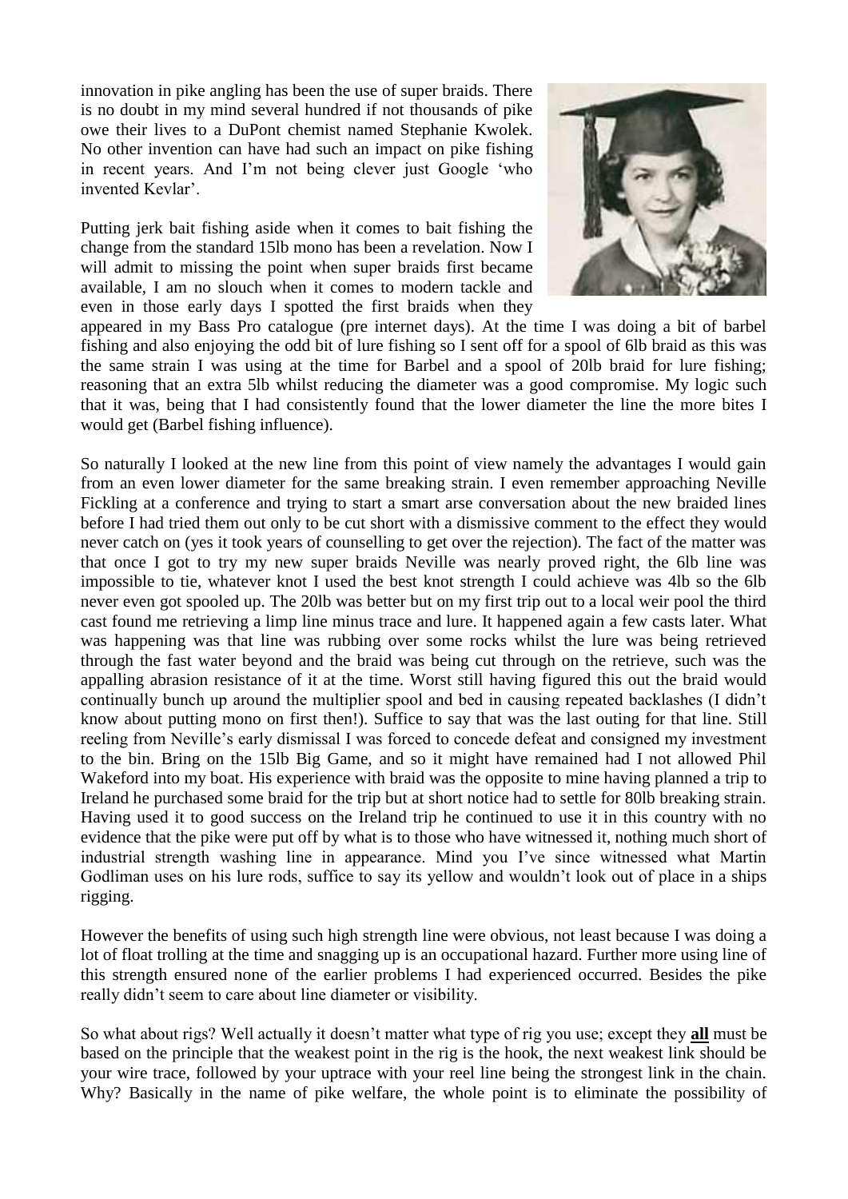innovation in pike angling has been the use of super braids. There is no doubt in my mind several hundred if not thousands of pike owe their lives to a DuPont chemist named Stephanie Kwolek. No other invention can have had such an impact on pike fishing in recent years. And I'm not being clever just Google 'who invented Kevlar'.

Putting jerk bait fishing aside when it comes to bait fishing the change from the standard 15lb mono has been a revelation. Now I will admit to missing the point when super braids first became available, I am no slouch when it comes to modern tackle and even in those early days I spotted the first braids when they appeared in my Bass Pro catalogue (pre internet days). At the time I was doing a bit of barbel fishing and also enjoying the odd bit of lure fishing so I sent off for a spool of 6lb braid as this was the same strain I was using at the time for Barbel and a spool of 20lb braid for lure fishing; reasoning that an extra 5lb whilst reducing the diameter was a good compromise. My logic such that it was, being that I had consistently found that the lower diameter the line the more bites I would get (Barbel fishing influence).

So naturally I looked at the new line from this point of view namely the advantages I would gain from an even lower diameter for the same breaking strain. I even remember approaching Neville Fickling at a conference and trying to start a smart arse conversation about the new braided lines before I had tried them out only to be cut short with a dismissive comment to the effect they would never catch on (yes it took years of counselling to get over the rejection). The fact of the matter was that once I got to try my new super braids Neville was nearly proved right, the 6lb line was impossible to tie, whatever knot I used the best knot strength I could achieve was 4lb so the 6lb never even got spooled up. The 20lb was better but on my first trip out to a local weir pool the third cast found me retrieving a limp line minus trace and lure. It happened again a few casts later. What was happening was that line was rubbing over some rocks whilst the lure was being retrieved through the fast water beyond and the braid was being cut through on the retrieve, such was the appalling abrasion resistance of it at the time. Worst still having figured this out the braid would continually bunch up around the multiplier spool and bed in causing repeated backlashes (I didn't know about putting mono on first then!). Suffice to say that was the last outing for that line. Still reeling from Neville's early dismissal I was forced to concede defeat and consigned my investment to the bin. Bring on the 15lb Big Game, and so it might have remained had I not allowed Phil Wakeford into my boat. His experience with braid was the opposite to mine having planned a trip to Ireland he purchased some braid for the trip but at short notice had to settle for 80lb breaking strain. Having used it to good success on the Ireland trip he continued to use it in this country with no evidence that the pike were put off by what is to those who have witnessed it, nothing much short of industrial strength washing line in appearance. Mind you I've since witnessed what Martin Godliman uses on his lure rods, suffice to say its yellow and wouldn't look out of place in a ships rigging.

However the benefits of using such high strength line were obvious, not least because I was doing a lot of float trolling at the time and snagging up is an occupational hazard. Further more using line of this strength ensured none of the earlier problems I had experienced occurred. Besides the pike really didn't seem to care about line diameter or visibility.

So what about rigs? Well actually it doesn't matter what type of rig you use; except they **all** must be based on the principle that the weakest point in the rig is the hook, the next weakest link should be your wire trace, followed by your uptrace with your reel line being the strongest link in the chain. Why? Basically in the name of pike welfare, the whole point is to eliminate the possibility of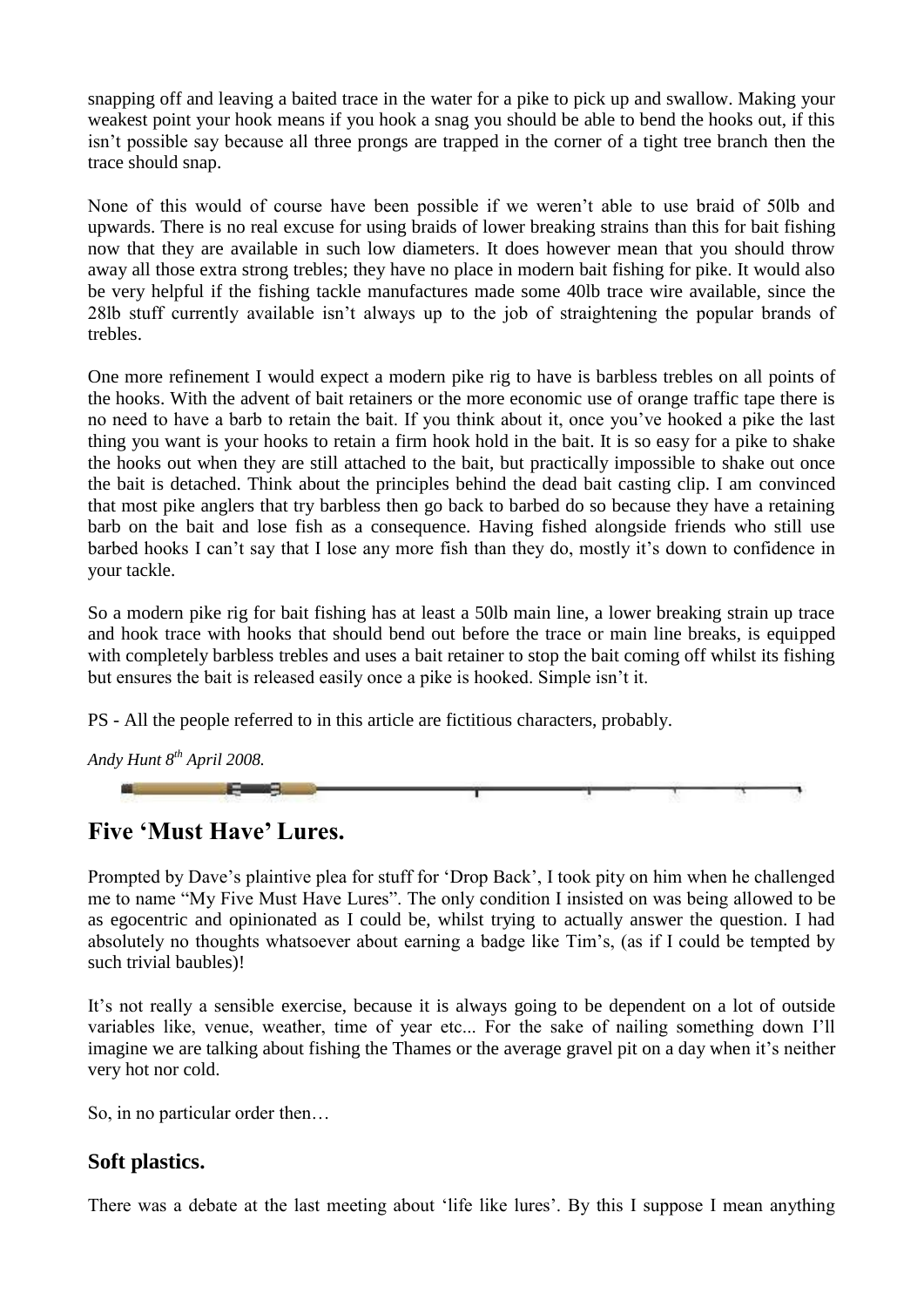snapping off and leaving a baited trace in the water for a pike to pick up and swallow. Making your weakest point your hook means if you hook a snag you should be able to bend the hooks out, if this isn't possible say because all three prongs are trapped in the corner of a tight tree branch then the trace should snap.

None of this would of course have been possible if we weren't able to use braid of 50lb and upwards. There is no real excuse for using braids of lower breaking strains than this for bait fishing now that they are available in such low diameters. It does however mean that you should throw away all those extra strong trebles; they have no place in modern bait fishing for pike. It would also be very helpful if the fishing tackle manufactures made some 40lb trace wire available, since the 28lb stuff currently available isn't always up to the job of straightening the popular brands of trebles.

One more refinement I would expect a modern pike rig to have is barbless trebles on all points of the hooks. With the advent of bait retainers or the more economic use of orange traffic tape there is no need to have a barb to retain the bait. If you think about it, once you've hooked a pike the last thing you want is your hooks to retain a firm hook hold in the bait. It is so easy for a pike to shake the hooks out when they are still attached to the bait, but practically impossible to shake out once the bait is detached. Think about the principles behind the dead bait casting clip. I am convinced that most pike anglers that try barbless then go back to barbed do so because they have a retaining barb on the bait and lose fish as a consequence. Having fished alongside friends who still use barbed hooks I can't say that I lose any more fish than they do, mostly it's down to confidence in your tackle.

So a modern pike rig for bait fishing has at least a 50lb main line, a lower breaking strain up trace and hook trace with hooks that should bend out before the trace or main line breaks, is equipped with completely barbless trebles and uses a bait retainer to stop the bait coming off whilst its fishing but ensures the bait is released easily once a pike is hooked. Simple isn't it.

PS - All the people referred to in this article are fictitious characters, probably.

*Andy Hunt 8th April 2008.*

## Five 'Must Have' Lures.

Prompted by Dave's plaintive plea for stuff for 'Drop Back', I took pity on him when he challenged me to name "My Five Must Have Lures". The only condition I insisted on was being allowed to be as egocentric and opinionated as I could be, whilst trying to actually answer the question. I had absolutely no thoughts whatsoever about earning a badge like Tim's, (as if I could be tempted by such trivial baubles)!

It's not really a sensible exercise, because it is always going to be dependent on a lot of outside variables like, venue, weather, time of year etc... For the sake of nailing something down I'll imagine we are talking about fishing the Thames or the average gravel pit on a day when it's neither very hot nor cold.

So, in no particular order then…

### Soft plastics.

There was a debate at the last meeting about 'life like lures'. By this I suppose I mean anything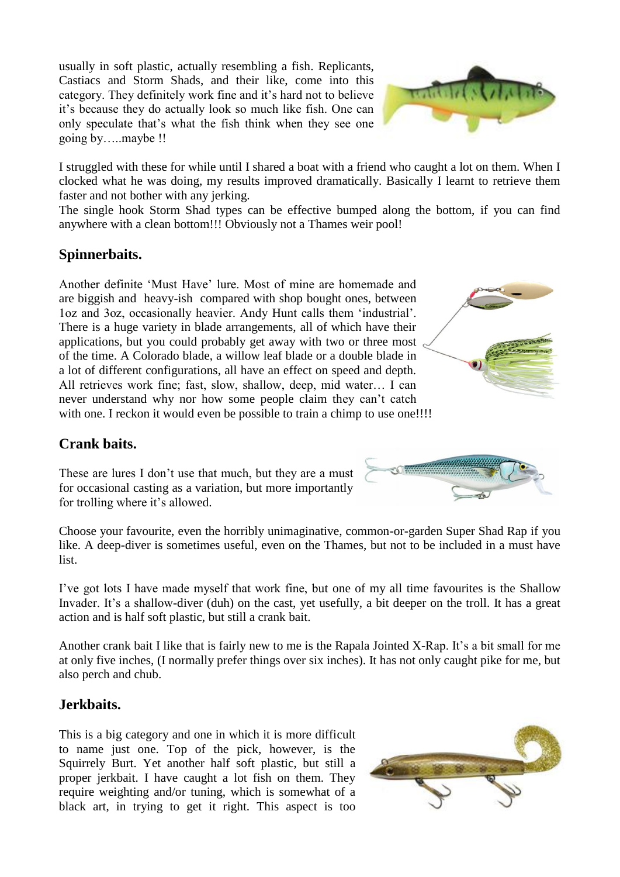usually in soft plastic, actually resembling a fish. Replicants, Castiacs and Storm Shads, and their like, come into this category. They definitely work fine and it's hard not to believe it's because they do actually look so much like fish. One can only speculate that's what the fish think when they see one going by…..maybe !!

I struggled with these for while until I shared a boat with a friend who caught a lot on them. When I clocked what he was doing, my results improved dramatically. Basically I learnt to retrieve them faster and not bother with any jerking.

The single hook Storm Shad types can be effective bumped along the bottom, if you can find anywhere with a clean bottom!!! Obviously not a Thames weir pool!

## Spinnerbaits.

Another definite 'Must Have' lure. Most of mine are homemade and are biggish and heavy-ish compared with shop bought ones, between 1oz and 3oz, occasionally heavier. Andy Hunt calls them 'industrial'. There is a huge variety in blade arrangements, all of which have their applications, but you could probably get away with two or three most of the time. A Colorado blade, a willow leaf blade or a double blade in a lot of different configurations, all have an effect on speed and depth. All retrieves work fine; fast, slow, shallow, deep, mid water… I can never understand why nor how some people claim they can't catch with one. I reckon it would even be possible to train a chimp to use one!!!!

## Crank baits.

These are lures I don't use that much, but they are a must for occasional casting as a variation, but more importantly for trolling where it's allowed.

Choose your favourite, even the horribly unimaginative, common-or-garden Super Shad Rap if you like. A deep-diver is sometimes useful, even on the Thames, but not to be included in a must have list.

I've got lots I have made myself that work fine, but one of my all time favourites is the Shallow Invader. It's a shallow-diver (duh) on the cast, yet usefully, a bit deeper on the troll. It has a great action and is half soft plastic, but still a crank bait.

Another crank bait I like that is fairly new to me is the Rapala Jointed X-Rap. It's a bit small for me at only five inches, (I normally prefer things over six inches). It has not only caught pike for me, but also perch and chub.

## Jerkbaits.

This is a big category and one in which it is more difficult to name just one. Top of the pick, however, is the Squirrely Burt. Yet another half soft plastic, but still a proper jerkbait. I have caught a lot fish on them. They require weighting and/or tuning, which is somewhat of a black art, in trying to get it right. This aspect is too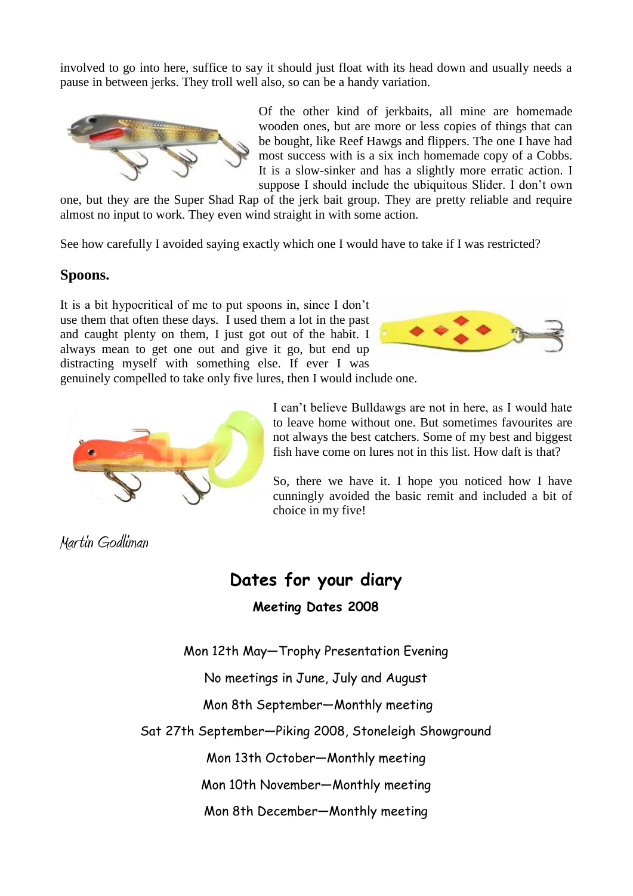involved to go into here, suffice to say it should just float with its head down and usually needs a pause in between jerks. They troll well also, so can be a handy variation.

Of the other kind of jerkbaits, all mine are homemade wooden ones, but are more or less copies of things that can be bought, like Reef Hawgs and flippers. The one I have had most success with is a six inch homemade copy of a Cobbs. It is a slow-sinker and has a slightly more erratic action. I suppose I should include the ubiquitous Slider. I don't own one, but they are the Super Shad Rap of the jerk bait group. They are pretty reliable and require almost no input to work. They even wind straight in with some action.

See how carefully I avoided saying exactly which one I would have to take if I was restricted?

### Spoons.

It is a bit hypocritical of me to put spoons in, since I don't use them that often these days. I used them a lot in the past and caught plenty on them, I just got out of the habit. I always mean to get one out and give it go, but end up distracting myself with something else. If ever I was genuinely compelled to take only five lures, then I would include one.

I can't believe Bulldawgs are not in here, as I would hate to leave home without one. But sometimes favourites are not always the best catchers. Some of my best and biggest fish have come on lures not in this list. How daft is that?

So, there we have it. I hope you noticed how I have cunningly avoided the basic remit and included a bit of choice in my five!

*Martin Godliman*

## Dates for your diary

### Meeting Dates 2008

Mon 12th May—Trophy Presentation Evening

No meetings in June, July and August

Mon 8th September—Monthly meeting

Sat 27th September—Piking 2008, Stoneleigh Showground

Mon 13th October—Monthly meeting

Mon 10th November—Monthly meeting

Mon 8th December—Monthly meeting